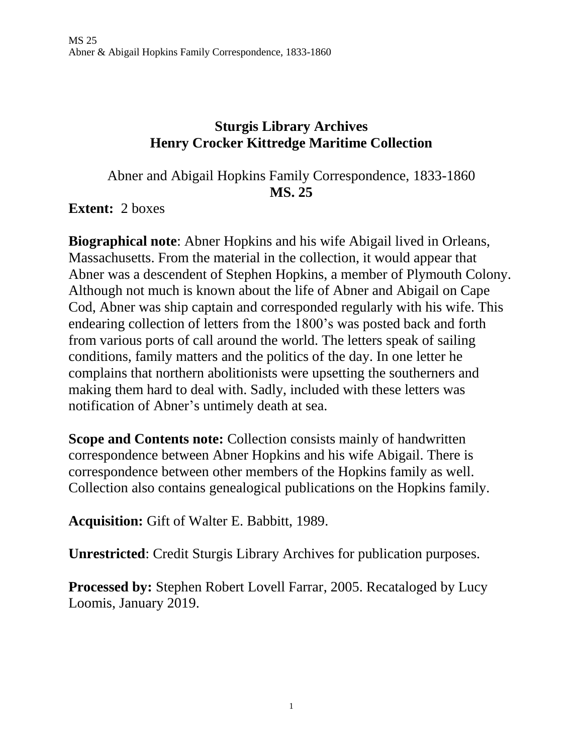# Sturgis Library Archives
# Henry Crocker Kittredge Maritime Collection

Abner and Abigail Hopkins Family Correspondence, 1833-1860
**MS. 25**

**Extent:** 2 boxes

**Biographical note**: Abner Hopkins and his wife Abigail lived in Orleans, Massachusetts. From the material in the collection, it would appear that Abner was a descendent of Stephen Hopkins, a member of Plymouth Colony. Although not much is known about the life of Abner and Abigail on Cape Cod, Abner was ship captain and corresponded regularly with his wife. This endearing collection of letters from the 1800's was posted back and forth from various ports of call around the world. The letters speak of sailing conditions, family matters and the politics of the day. In one letter he complains that northern abolitionists were upsetting the southerners and making them hard to deal with. Sadly, included with these letters was notification of Abner's untimely death at sea.

**Scope and Contents note:** Collection consists mainly of handwritten correspondence between Abner Hopkins and his wife Abigail. There is correspondence between other members of the Hopkins family as well. Collection also contains genealogical publications on the Hopkins family.

**Acquisition:** Gift of Walter E. Babbitt, 1989.

**Unrestricted**: Credit Sturgis Library Archives for publication purposes.

**Processed by:** Stephen Robert Lovell Farrar, 2005. Recataloged by Lucy Loomis, January 2019.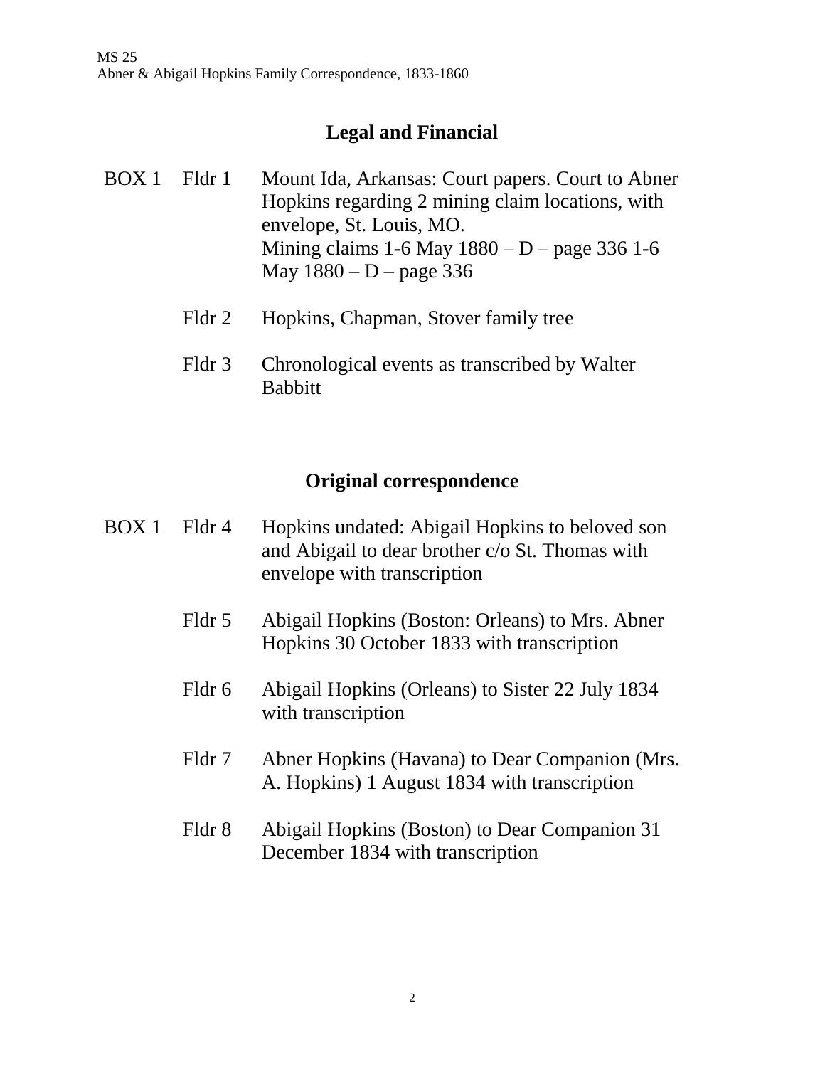## Legal and Financial

| | | |
|---|---|---|
| BOX 1 | Fldr 1 | Mount Ida, Arkansas: Court papers. Court to Abner Hopkins regarding 2 mining claim locations, with envelope, St. Louis, MO. Mining claims 1-6 May 1880 – D – page 336 1-6 May 1880 – D – page 336 |
| | Fldr 2 | Hopkins, Chapman, Stover family tree |
| | Fldr 3 | Chronological events as transcribed by Walter Babbitt |

## Original correspondence

| | | |
|---|---|---|
| BOX 1 | Fldr 4 | Hopkins undated: Abigail Hopkins to beloved son and Abigail to dear brother c/o St. Thomas with envelope with transcription |
| | Fldr 5 | Abigail Hopkins (Boston: Orleans) to Mrs. Abner Hopkins 30 October 1833 with transcription |
| | Fldr 6 | Abigail Hopkins (Orleans) to Sister 22 July 1834 with transcription |
| | Fldr 7 | Abner Hopkins (Havana) to Dear Companion (Mrs. A. Hopkins) 1 August 1834 with transcription |
| | Fldr 8 | Abigail Hopkins (Boston) to Dear Companion 31 December 1834 with transcription |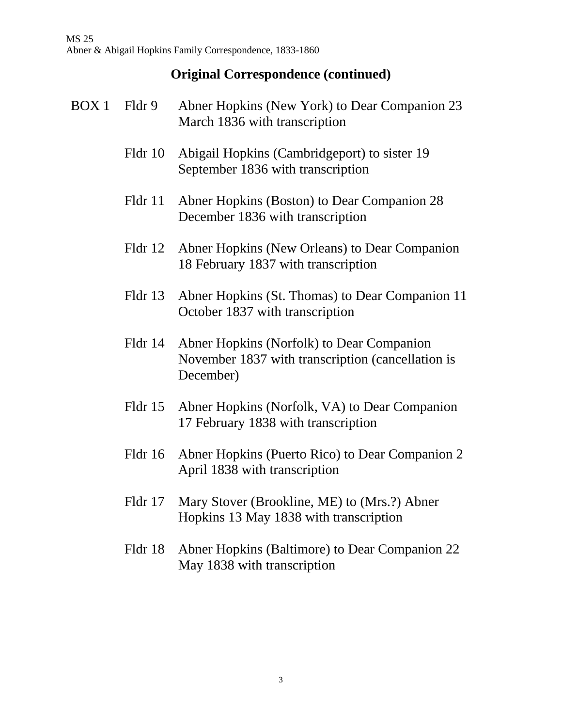## Original Correspondence (continued)

| | | |
|---|---|---|
| BOX 1 | Fldr 9 | Abner Hopkins (New York) to Dear Companion 23 March 1836 with transcription |
| | Fldr 10 | Abigail Hopkins (Cambridgeport) to sister 19 September 1836 with transcription |
| | Fldr 11 | Abner Hopkins (Boston) to Dear Companion 28 December 1836 with transcription |
| | Fldr 12 | Abner Hopkins (New Orleans) to Dear Companion 18 February 1837 with transcription |
| | Fldr 13 | Abner Hopkins (St. Thomas) to Dear Companion 11 October 1837 with transcription |
| | Fldr 14 | Abner Hopkins (Norfolk) to Dear Companion November 1837 with transcription (cancellation is December) |
| | Fldr 15 | Abner Hopkins (Norfolk, VA) to Dear Companion 17 February 1838 with transcription |
| | Fldr 16 | Abner Hopkins (Puerto Rico) to Dear Companion 2 April 1838 with transcription |
| | Fldr 17 | Mary Stover (Brookline, ME) to (Mrs.?) Abner Hopkins 13 May 1838 with transcription |
| | Fldr 18 | Abner Hopkins (Baltimore) to Dear Companion 22 May 1838 with transcription |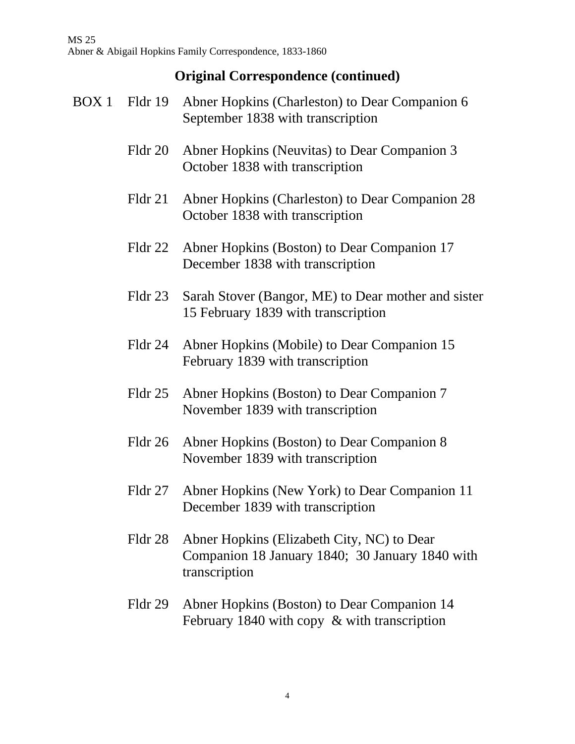## Original Correspondence (continued)

| | | |
|---|---|---|
| BOX 1 | Fldr 19 | Abner Hopkins (Charleston) to Dear Companion 6 September 1838 with transcription |
| | Fldr 20 | Abner Hopkins (Neuvitas) to Dear Companion 3 October 1838 with transcription |
| | Fldr 21 | Abner Hopkins (Charleston) to Dear Companion 28 October 1838 with transcription |
| | Fldr 22 | Abner Hopkins (Boston) to Dear Companion 17 December 1838 with transcription |
| | Fldr 23 | Sarah Stover (Bangor, ME) to Dear mother and sister 15 February 1839 with transcription |
| | Fldr 24 | Abner Hopkins (Mobile) to Dear Companion 15 February 1839 with transcription |
| | Fldr 25 | Abner Hopkins (Boston) to Dear Companion 7 November 1839 with transcription |
| | Fldr 26 | Abner Hopkins (Boston) to Dear Companion 8 November 1839 with transcription |
| | Fldr 27 | Abner Hopkins (New York) to Dear Companion 11 December 1839 with transcription |
| | Fldr 28 | Abner Hopkins (Elizabeth City, NC) to Dear Companion 18 January 1840; 30 January 1840 with transcription |
| | Fldr 29 | Abner Hopkins (Boston) to Dear Companion 14 February 1840 with copy & with transcription |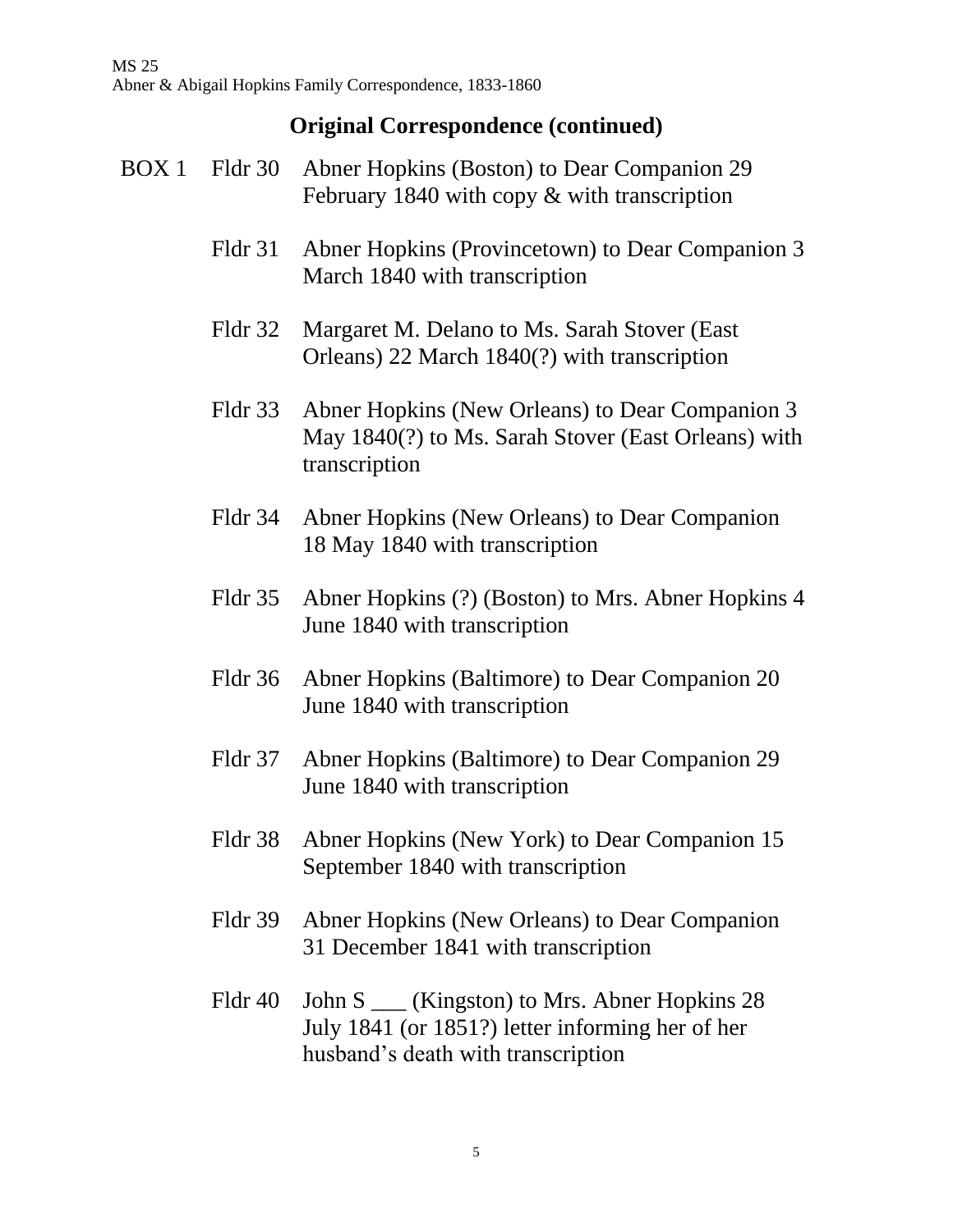## Original Correspondence (continued)

BOX 1

Fldr 30 Abner Hopkins (Boston) to Dear Companion 29 February 1840 with copy & with transcription

Fldr 31 Abner Hopkins (Provincetown) to Dear Companion 3 March 1840 with transcription

Fldr 32 Margaret M. Delano to Ms. Sarah Stover (East Orleans) 22 March 1840(?) with transcription

Fldr 33 Abner Hopkins (New Orleans) to Dear Companion 3 May 1840(?) to Ms. Sarah Stover (East Orleans) with transcription

Fldr 34 Abner Hopkins (New Orleans) to Dear Companion 18 May 1840 with transcription

Fldr 35 Abner Hopkins (?) (Boston) to Mrs. Abner Hopkins 4 June 1840 with transcription

Fldr 36 Abner Hopkins (Baltimore) to Dear Companion 20 June 1840 with transcription

Fldr 37 Abner Hopkins (Baltimore) to Dear Companion 29 June 1840 with transcription

Fldr 38 Abner Hopkins (New York) to Dear Companion 15 September 1840 with transcription

Fldr 39 Abner Hopkins (New Orleans) to Dear Companion 31 December 1841 with transcription

Fldr 40 John S ___ (Kingston) to Mrs. Abner Hopkins 28 July 1841 (or 1851?) letter informing her of her husband's death with transcription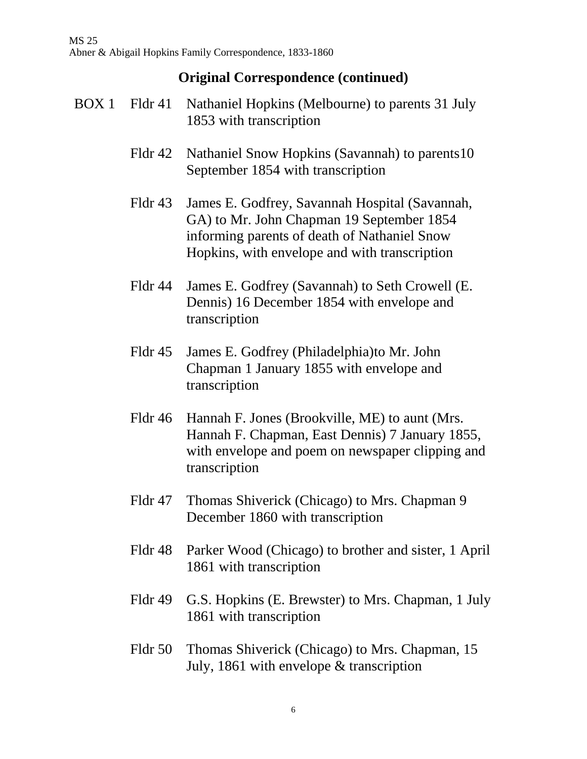## Original Correspondence (continued)

| | | |
|---|---|---|
| BOX 1 | Fldr 41 | Nathaniel Hopkins (Melbourne) to parents 31 July 1853 with transcription |
| | Fldr 42 | Nathaniel Snow Hopkins (Savannah) to parents10 September 1854 with transcription |
| | Fldr 43 | James E. Godfrey, Savannah Hospital (Savannah, GA) to Mr. John Chapman 19 September 1854 informing parents of death of Nathaniel Snow Hopkins, with envelope and with transcription |
| | Fldr 44 | James E. Godfrey (Savannah) to Seth Crowell (E. Dennis) 16 December 1854 with envelope and transcription |
| | Fldr 45 | James E. Godfrey (Philadelphia)to Mr. John Chapman 1 January 1855 with envelope and transcription |
| | Fldr 46 | Hannah F. Jones (Brookville, ME) to aunt (Mrs. Hannah F. Chapman, East Dennis) 7 January 1855, with envelope and poem on newspaper clipping and transcription |
| | Fldr 47 | Thomas Shiverick (Chicago) to Mrs. Chapman 9 December 1860 with transcription |
| | Fldr 48 | Parker Wood (Chicago) to brother and sister, 1 April 1861 with transcription |
| | Fldr 49 | G.S. Hopkins (E. Brewster) to Mrs. Chapman, 1 July 1861 with transcription |
| | Fldr 50 | Thomas Shiverick (Chicago) to Mrs. Chapman, 15 July, 1861 with envelope & transcription |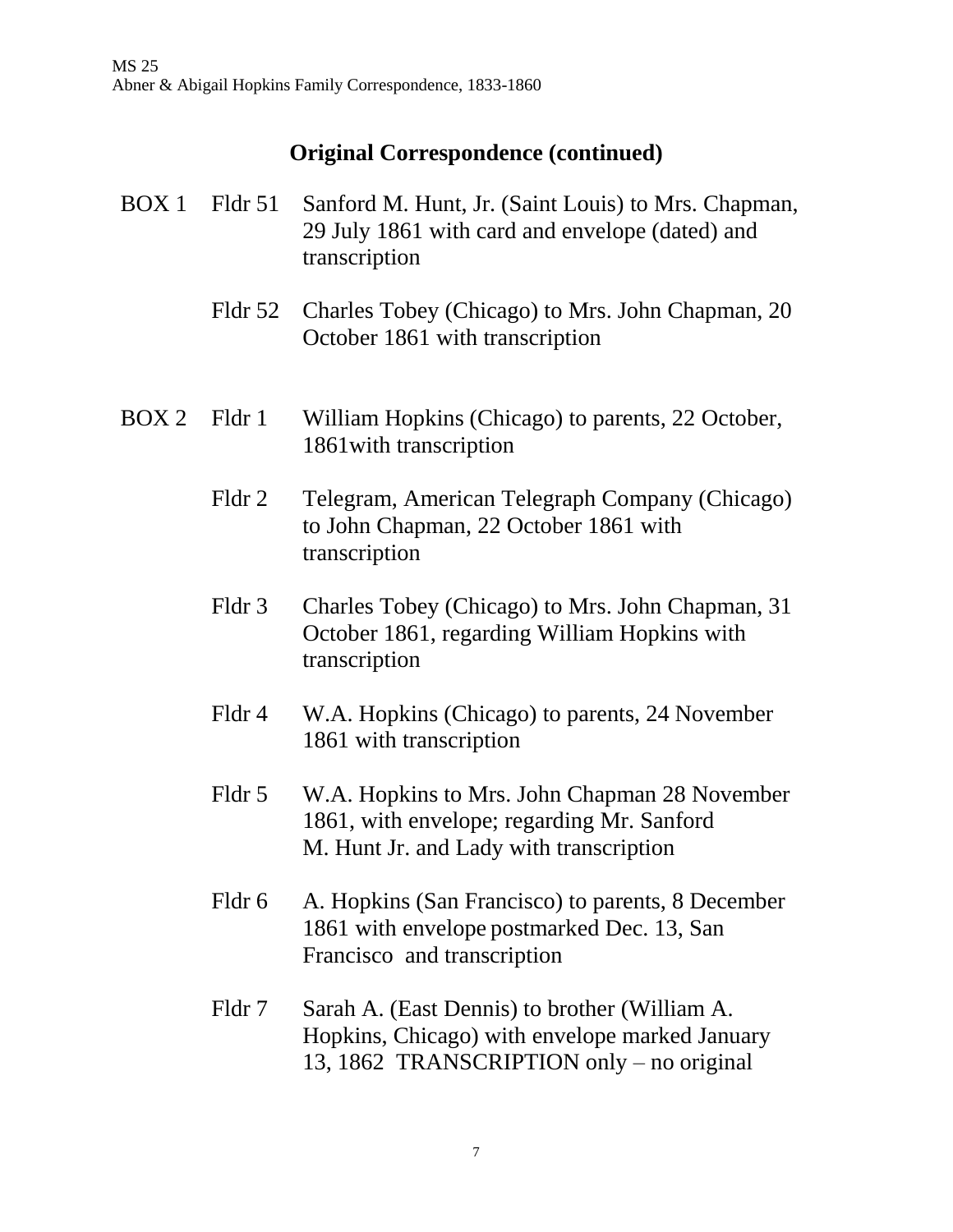## Original Correspondence (continued)

| | | |
|---|---|---|
| BOX 1 | Fldr 51 | Sanford M. Hunt, Jr. (Saint Louis) to Mrs. Chapman, 29 July 1861 with card and envelope (dated) and transcription |
| | Fldr 52 | Charles Tobey (Chicago) to Mrs. John Chapman, 20 October 1861 with transcription |
| BOX 2 | Fldr 1 | William Hopkins (Chicago) to parents, 22 October, 1861with transcription |
| | Fldr 2 | Telegram, American Telegraph Company (Chicago) to John Chapman, 22 October 1861 with transcription |
| | Fldr 3 | Charles Tobey (Chicago) to Mrs. John Chapman, 31 October 1861, regarding William Hopkins with transcription |
| | Fldr 4 | W.A. Hopkins (Chicago) to parents, 24 November 1861 with transcription |
| | Fldr 5 | W.A. Hopkins to Mrs. John Chapman 28 November 1861, with envelope; regarding Mr. Sanford M. Hunt Jr. and Lady with transcription |
| | Fldr 6 | A. Hopkins (San Francisco) to parents, 8 December 1861 with envelope postmarked Dec. 13, San Francisco and transcription |
| | Fldr 7 | Sarah A. (East Dennis) to brother (William A. Hopkins, Chicago) with envelope marked January 13, 1862 TRANSCRIPTION only – no original |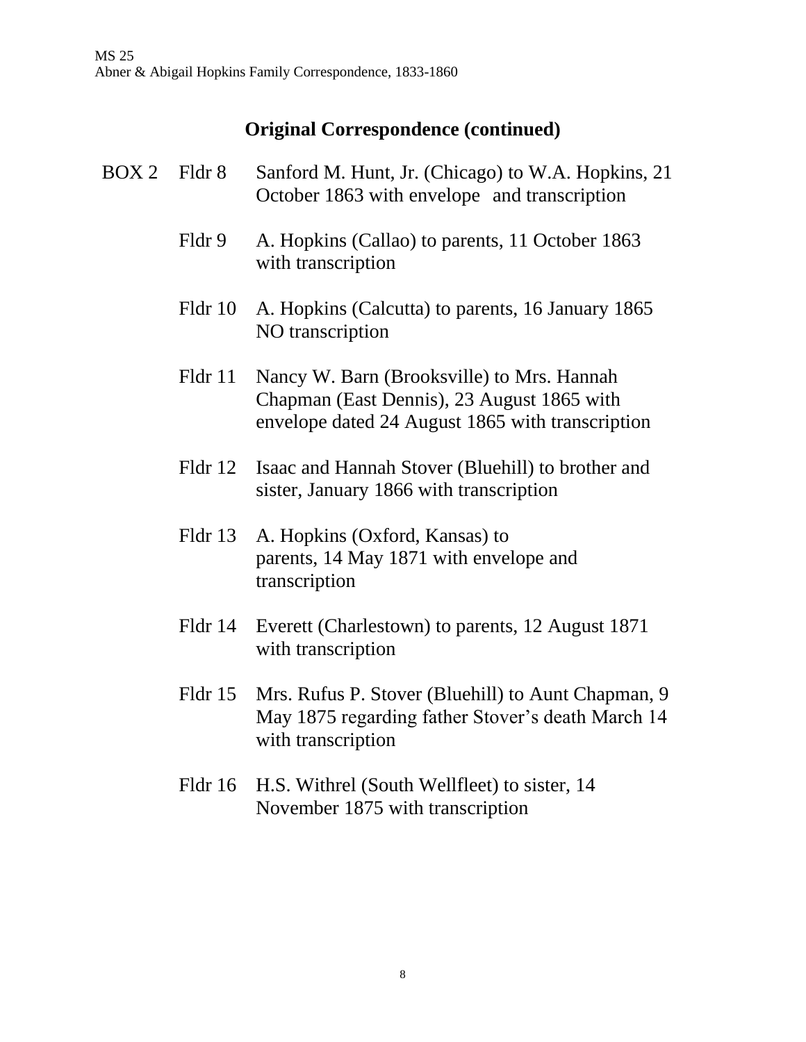## Original Correspondence (continued)

| | | |
|---|---|---|
| BOX 2 | Fldr 8 | Sanford M. Hunt, Jr. (Chicago) to W.A. Hopkins, 21 October 1863 with envelope and transcription |
| | Fldr 9 | A. Hopkins (Callao) to parents, 11 October 1863 with transcription |
| | Fldr 10 | A. Hopkins (Calcutta) to parents, 16 January 1865 NO transcription |
| | Fldr 11 | Nancy W. Barn (Brooksville) to Mrs. Hannah Chapman (East Dennis), 23 August 1865 with envelope dated 24 August 1865 with transcription |
| | Fldr 12 | Isaac and Hannah Stover (Bluehill) to brother and sister, January 1866 with transcription |
| | Fldr 13 | A. Hopkins (Oxford, Kansas) to parents, 14 May 1871 with envelope and transcription |
| | Fldr 14 | Everett (Charlestown) to parents, 12 August 1871 with transcription |
| | Fldr 15 | Mrs. Rufus P. Stover (Bluehill) to Aunt Chapman, 9 May 1875 regarding father Stover's death March 14 with transcription |
| | Fldr 16 | H.S. Withrel (South Wellfleet) to sister, 14 November 1875 with transcription |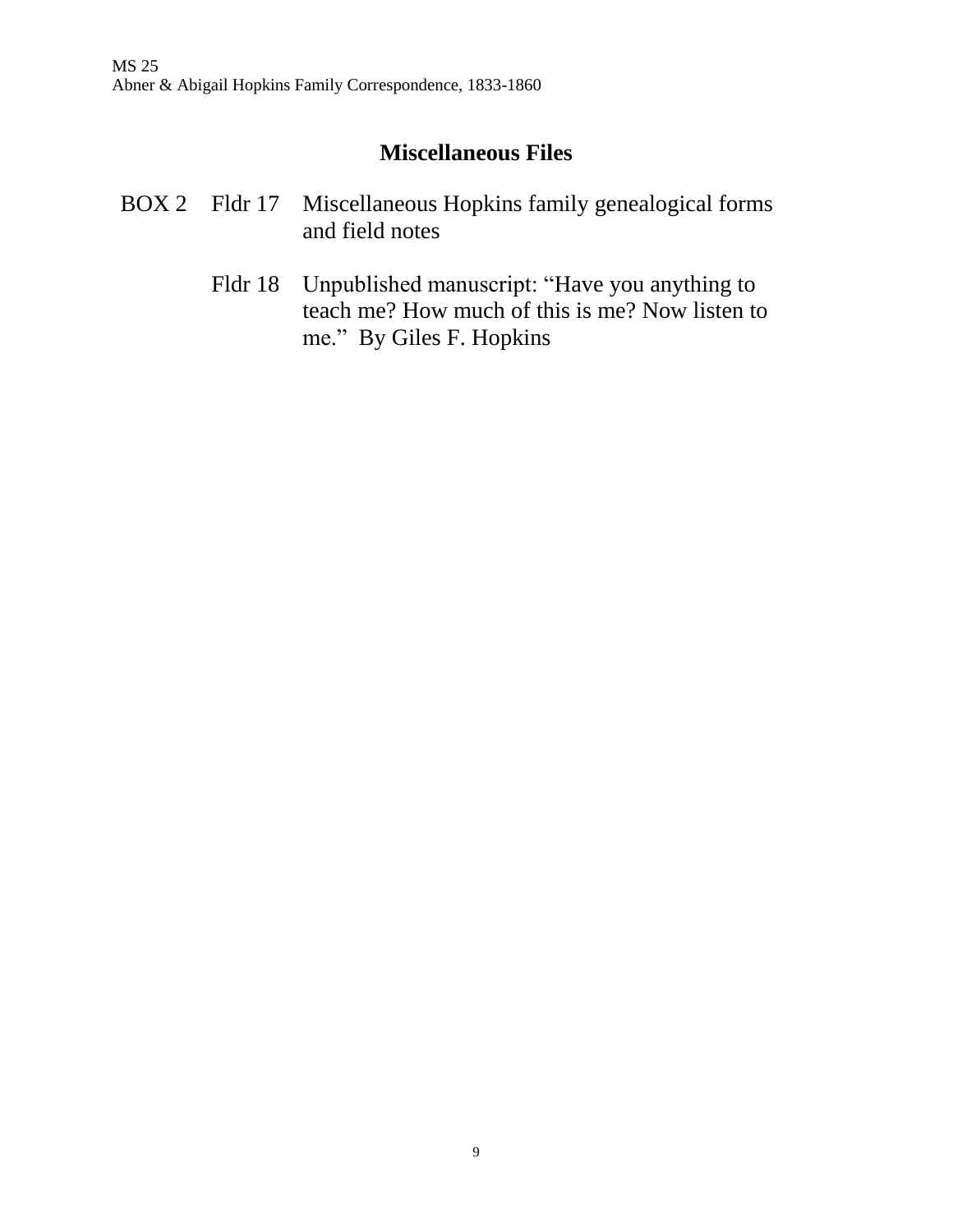## Miscellaneous Files

| | | |
|---|---|---|
| BOX 2 | Fldr 17 | Miscellaneous Hopkins family genealogical forms and field notes |
| | Fldr 18 | Unpublished manuscript: "Have you anything to teach me? How much of this is me? Now listen to me." By Giles F. Hopkins |